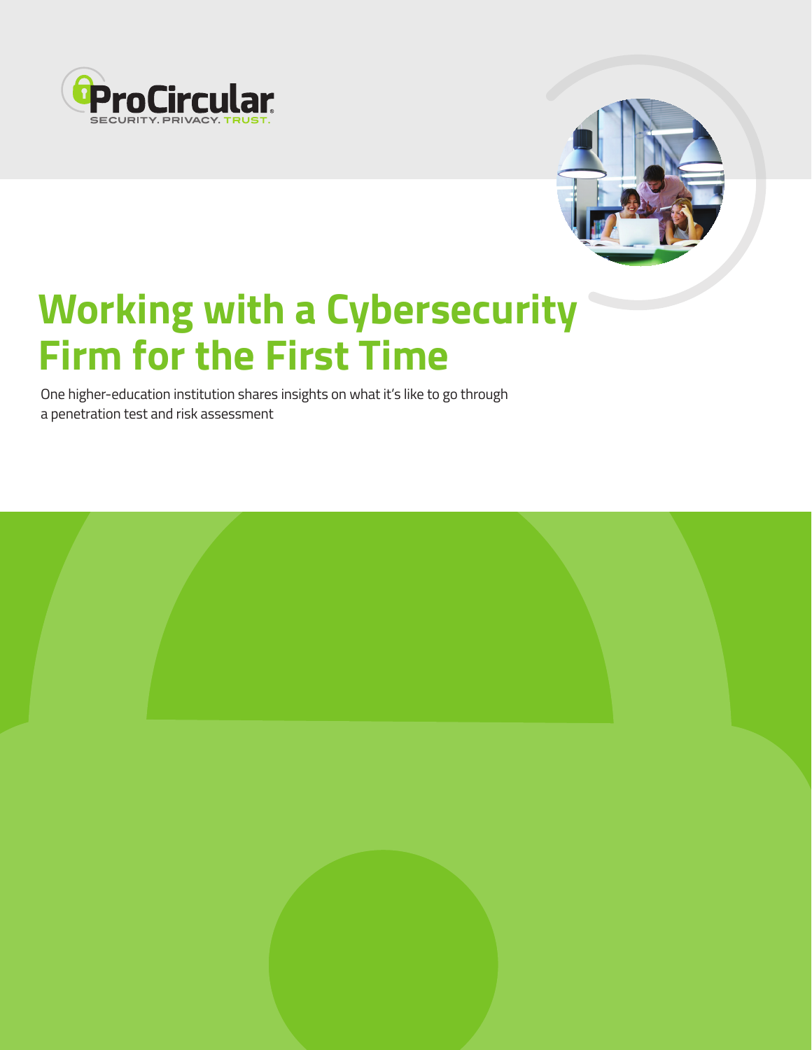ProCircular
SECURITY. PRIVACY. TRUST.

# Working with a Cybersecurity Firm for the First Time

One higher-education institution shares insights on what it's like to go through a penetration test and risk assessment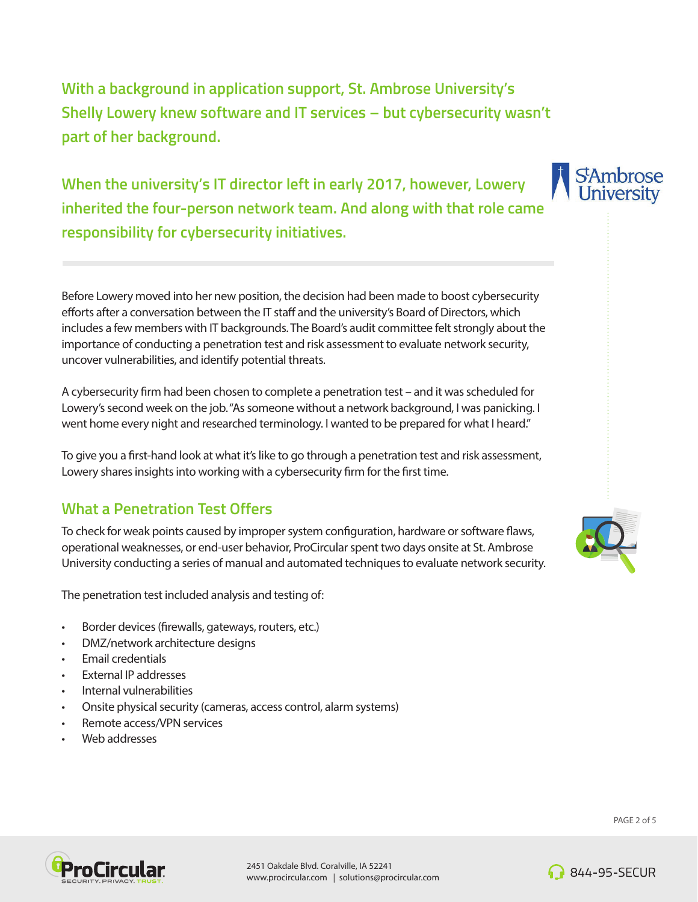**With a background in application support, St. Ambrose University's Shelly Lowery knew software and IT services – but cybersecurity wasn't part of her background.**

**When the university's IT director left in early 2017, however, Lowery inherited the four-person network team. And along with that role came responsibility for cybersecurity initiatives.**

Before Lowery moved into her new position, the decision had been made to boost cybersecurity efforts after a conversation between the IT staff and the university's Board of Directors, which includes a few members with IT backgrounds. The Board's audit committee felt strongly about the importance of conducting a penetration test and risk assessment to evaluate network security, uncover vulnerabilities, and identify potential threats.

A cybersecurity firm had been chosen to complete a penetration test – and it was scheduled for Lowery's second week on the job. "As someone without a network background, I was panicking. I went home every night and researched terminology. I wanted to be prepared for what I heard."

To give you a first-hand look at what it's like to go through a penetration test and risk assessment, Lowery shares insights into working with a cybersecurity firm for the first time.

## What a Penetration Test Offers

To check for weak points caused by improper system configuration, hardware or software flaws, operational weaknesses, or end-user behavior, ProCircular spent two days onsite at St. Ambrose University conducting a series of manual and automated techniques to evaluate network security.

The penetration test included analysis and testing of:

- Border devices (firewalls, gateways, routers, etc.)
- DMZ/network architecture designs
- Email credentials
- External IP addresses
- Internal vulnerabilities
- Onsite physical security (cameras, access control, alarm systems)
- Remote access/VPN services
- Web addresses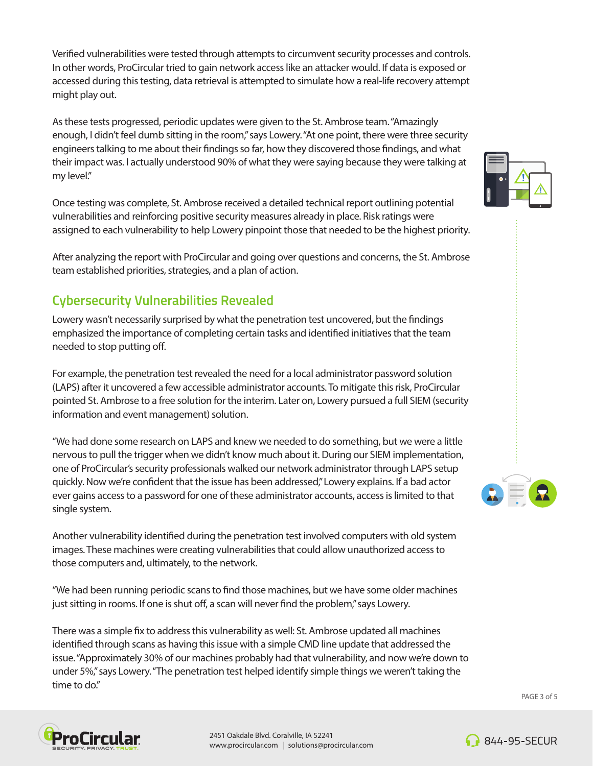Verified vulnerabilities were tested through attempts to circumvent security processes and controls. In other words, ProCircular tried to gain network access like an attacker would. If data is exposed or accessed during this testing, data retrieval is attempted to simulate how a real-life recovery attempt might play out.

As these tests progressed, periodic updates were given to the St. Ambrose team. "Amazingly enough, I didn't feel dumb sitting in the room," says Lowery. "At one point, there were three security engineers talking to me about their findings so far, how they discovered those findings, and what their impact was. I actually understood 90% of what they were saying because they were talking at my level."

Once testing was complete, St. Ambrose received a detailed technical report outlining potential vulnerabilities and reinforcing positive security measures already in place. Risk ratings were assigned to each vulnerability to help Lowery pinpoint those that needed to be the highest priority.

After analyzing the report with ProCircular and going over questions and concerns, the St. Ambrose team established priorities, strategies, and a plan of action.

## Cybersecurity Vulnerabilities Revealed

Lowery wasn't necessarily surprised by what the penetration test uncovered, but the findings emphasized the importance of completing certain tasks and identified initiatives that the team needed to stop putting off.

For example, the penetration test revealed the need for a local administrator password solution (LAPS) after it uncovered a few accessible administrator accounts. To mitigate this risk, ProCircular pointed St. Ambrose to a free solution for the interim. Later on, Lowery pursued a full SIEM (security information and event management) solution.

"We had done some research on LAPS and knew we needed to do something, but we were a little nervous to pull the trigger when we didn't know much about it. During our SIEM implementation, one of ProCircular's security professionals walked our network administrator through LAPS setup quickly. Now we're confident that the issue has been addressed," Lowery explains. If a bad actor ever gains access to a password for one of these administrator accounts, access is limited to that single system.

Another vulnerability identified during the penetration test involved computers with old system images. These machines were creating vulnerabilities that could allow unauthorized access to those computers and, ultimately, to the network.

"We had been running periodic scans to find those machines, but we have some older machines just sitting in rooms. If one is shut off, a scan will never find the problem," says Lowery.

There was a simple fix to address this vulnerability as well: St. Ambrose updated all machines identified through scans as having this issue with a simple CMD line update that addressed the issue. "Approximately 30% of our machines probably had that vulnerability, and now we're down to under 5%," says Lowery. "The penetration test helped identify simple things we weren't taking the time to do."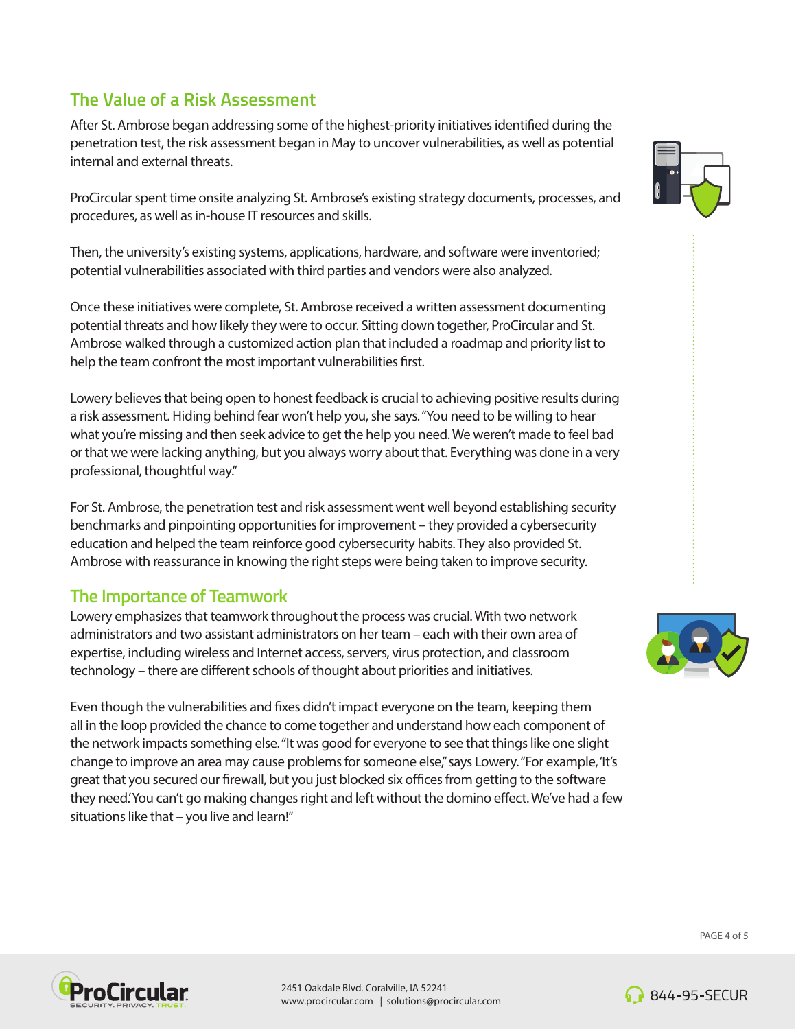## The Value of a Risk Assessment

After St. Ambrose began addressing some of the highest-priority initiatives identified during the penetration test, the risk assessment began in May to uncover vulnerabilities, as well as potential internal and external threats.

ProCircular spent time onsite analyzing St. Ambrose's existing strategy documents, processes, and procedures, as well as in-house IT resources and skills.

Then, the university's existing systems, applications, hardware, and software were inventoried; potential vulnerabilities associated with third parties and vendors were also analyzed.

Once these initiatives were complete, St. Ambrose received a written assessment documenting potential threats and how likely they were to occur. Sitting down together, ProCircular and St. Ambrose walked through a customized action plan that included a roadmap and priority list to help the team confront the most important vulnerabilities first.

Lowery believes that being open to honest feedback is crucial to achieving positive results during a risk assessment. Hiding behind fear won't help you, she says. "You need to be willing to hear what you're missing and then seek advice to get the help you need. We weren't made to feel bad or that we were lacking anything, but you always worry about that. Everything was done in a very professional, thoughtful way."

For St. Ambrose, the penetration test and risk assessment went well beyond establishing security benchmarks and pinpointing opportunities for improvement – they provided a cybersecurity education and helped the team reinforce good cybersecurity habits. They also provided St. Ambrose with reassurance in knowing the right steps were being taken to improve security.

## The Importance of Teamwork

Lowery emphasizes that teamwork throughout the process was crucial. With two network administrators and two assistant administrators on her team – each with their own area of expertise, including wireless and Internet access, servers, virus protection, and classroom technology – there are different schools of thought about priorities and initiatives.

Even though the vulnerabilities and fixes didn't impact everyone on the team, keeping them all in the loop provided the chance to come together and understand how each component of the network impacts something else. "It was good for everyone to see that things like one slight change to improve an area may cause problems for someone else," says Lowery. "For example, 'It's great that you secured our firewall, but you just blocked six offices from getting to the software they need.' You can't go making changes right and left without the domino effect. We've had a few situations like that – you live and learn!"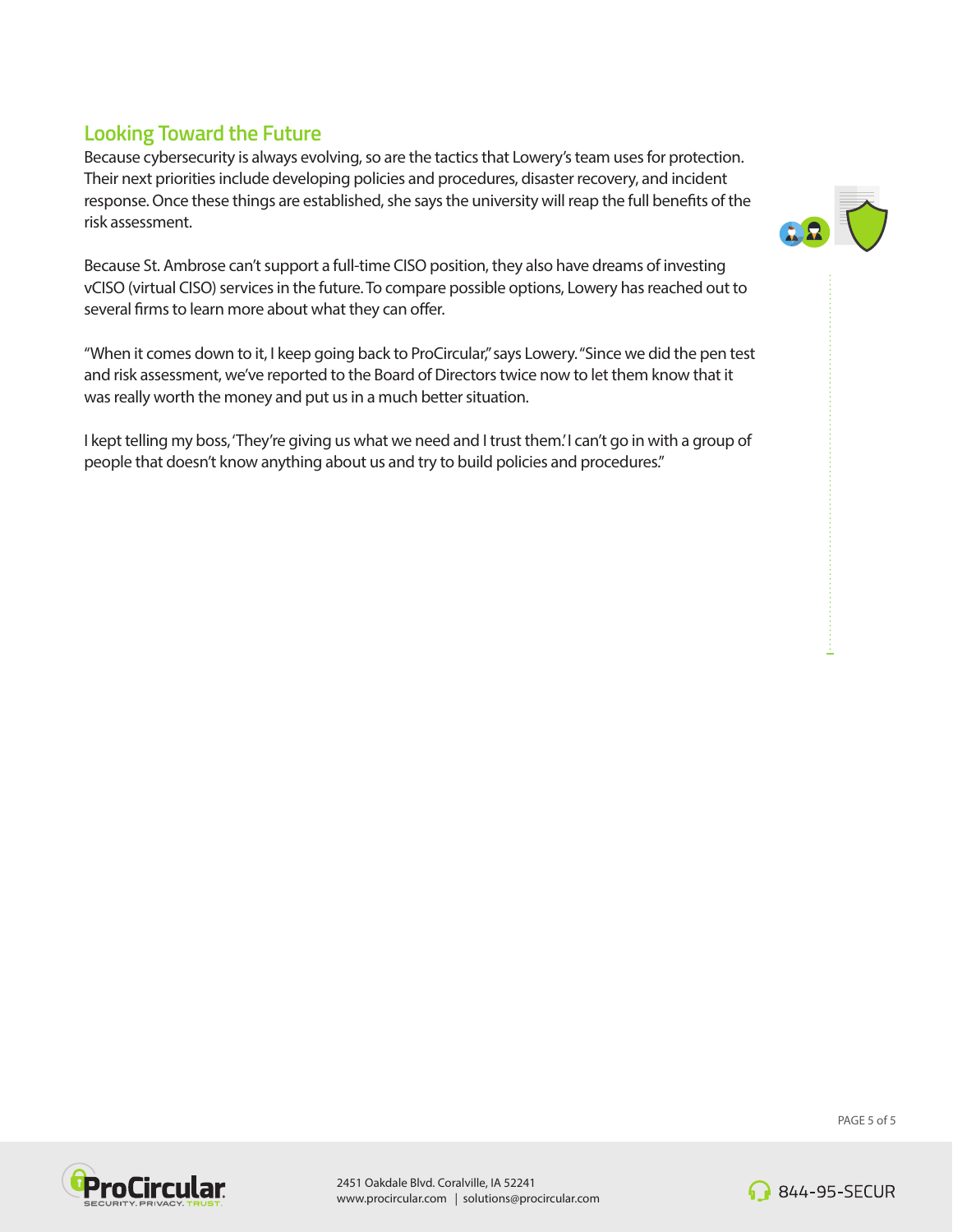## Looking Toward the Future

Because cybersecurity is always evolving, so are the tactics that Lowery's team uses for protection. Their next priorities include developing policies and procedures, disaster recovery, and incident response. Once these things are established, she says the university will reap the full benefits of the risk assessment.

Because St. Ambrose can't support a full-time CISO position, they also have dreams of investing vCISO (virtual CISO) services in the future. To compare possible options, Lowery has reached out to several firms to learn more about what they can offer.

"When it comes down to it, I keep going back to ProCircular," says Lowery. "Since we did the pen test and risk assessment, we've reported to the Board of Directors twice now to let them know that it was really worth the money and put us in a much better situation.

I kept telling my boss, 'They're giving us what we need and I trust them.' I can't go in with a group of people that doesn't know anything about us and try to build policies and procedures."